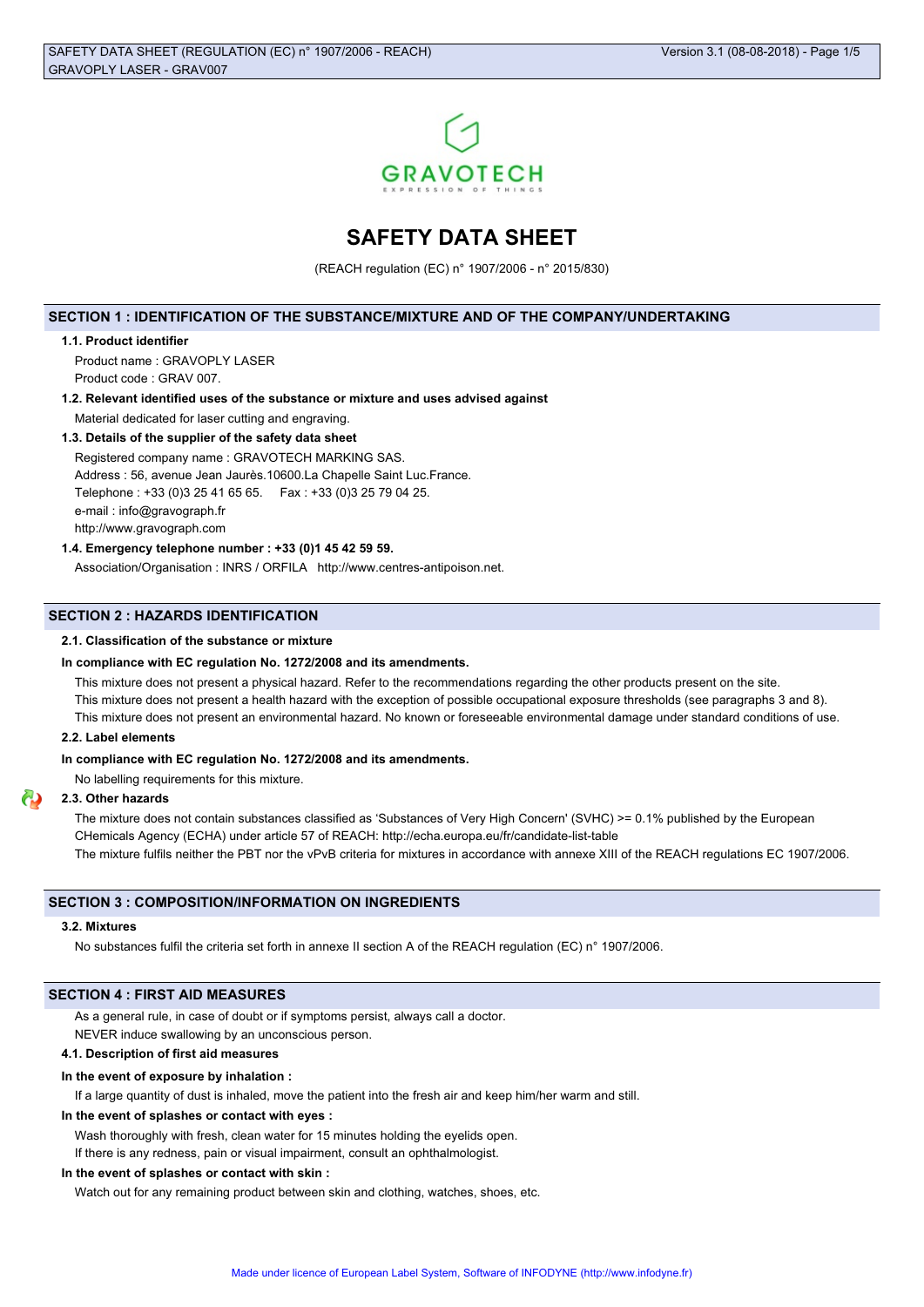GRAVOTECH

EXPRESSION OF THINGS

# SAFETY DATA SHEET

(REACH regulation (EC) n° 1907/2006 - n° 2015/830)

## SECTION 1 : IDENTIFICATION OF THE SUBSTANCE/MIXTURE AND OF THE COMPANY/UNDERTAKING

### 1.1. Product identifier

Product name : GRAVOPLY LASER

Product code : GRAV 007.

### 1.2. Relevant identified uses of the substance or mixture and uses advised against

Material dedicated for laser cutting and engraving.

### 1.3. Details of the supplier of the safety data sheet

Registered company name : GRAVOTECH MARKING SAS.

Address : 56, avenue Jean Jaurès.10600.La Chapelle Saint Luc.France.

Telephone : +33 (0)3 25 41 65 65. Fax : +33 (0)3 25 79 04 25.

e-mail : info@gravograph.fr

http://www.gravograph.com

### 1.4. Emergency telephone number : +33 (0)1 45 42 59 59.

Association/Organisation : INRS / ORFILA http://www.centres-antipoison.net.

## SECTION 2 : HAZARDS IDENTIFICATION

### 2.1. Classification of the substance or mixture

**In compliance with EC regulation No. 1272/2008 and its amendments.**

This mixture does not present a physical hazard. Refer to the recommendations regarding the other products present on the site.

This mixture does not present a health hazard with the exception of possible occupational exposure thresholds (see paragraphs 3 and 8).

This mixture does not present an environmental hazard. No known or foreseeable environmental damage under standard conditions of use.

### 2.2. Label elements

**In compliance with EC regulation No. 1272/2008 and its amendments.**

No labelling requirements for this mixture.

### 2.3. Other hazards

The mixture does not contain substances classified as 'Substances of Very High Concern' (SVHC) >= 0.1% published by the European CHemicals Agency (ECHA) under article 57 of REACH: http://echa.europa.eu/fr/candidate-list-table

The mixture fulfils neither the PBT nor the vPvB criteria for mixtures in accordance with annexe XIII of the REACH regulations EC 1907/2006.

## SECTION 3 : COMPOSITION/INFORMATION ON INGREDIENTS

### 3.2. Mixtures

No substances fulfil the criteria set forth in annexe II section A of the REACH regulation (EC) n° 1907/2006.

## SECTION 4 : FIRST AID MEASURES

As a general rule, in case of doubt or if symptoms persist, always call a doctor.

NEVER induce swallowing by an unconscious person.

### 4.1. Description of first aid measures

**In the event of exposure by inhalation :**

If a large quantity of dust is inhaled, move the patient into the fresh air and keep him/her warm and still.

**In the event of splashes or contact with eyes :**

Wash thoroughly with fresh, clean water for 15 minutes holding the eyelids open.

If there is any redness, pain or visual impairment, consult an ophthalmologist.

**In the event of splashes or contact with skin :**

Watch out for any remaining product between skin and clothing, watches, shoes, etc.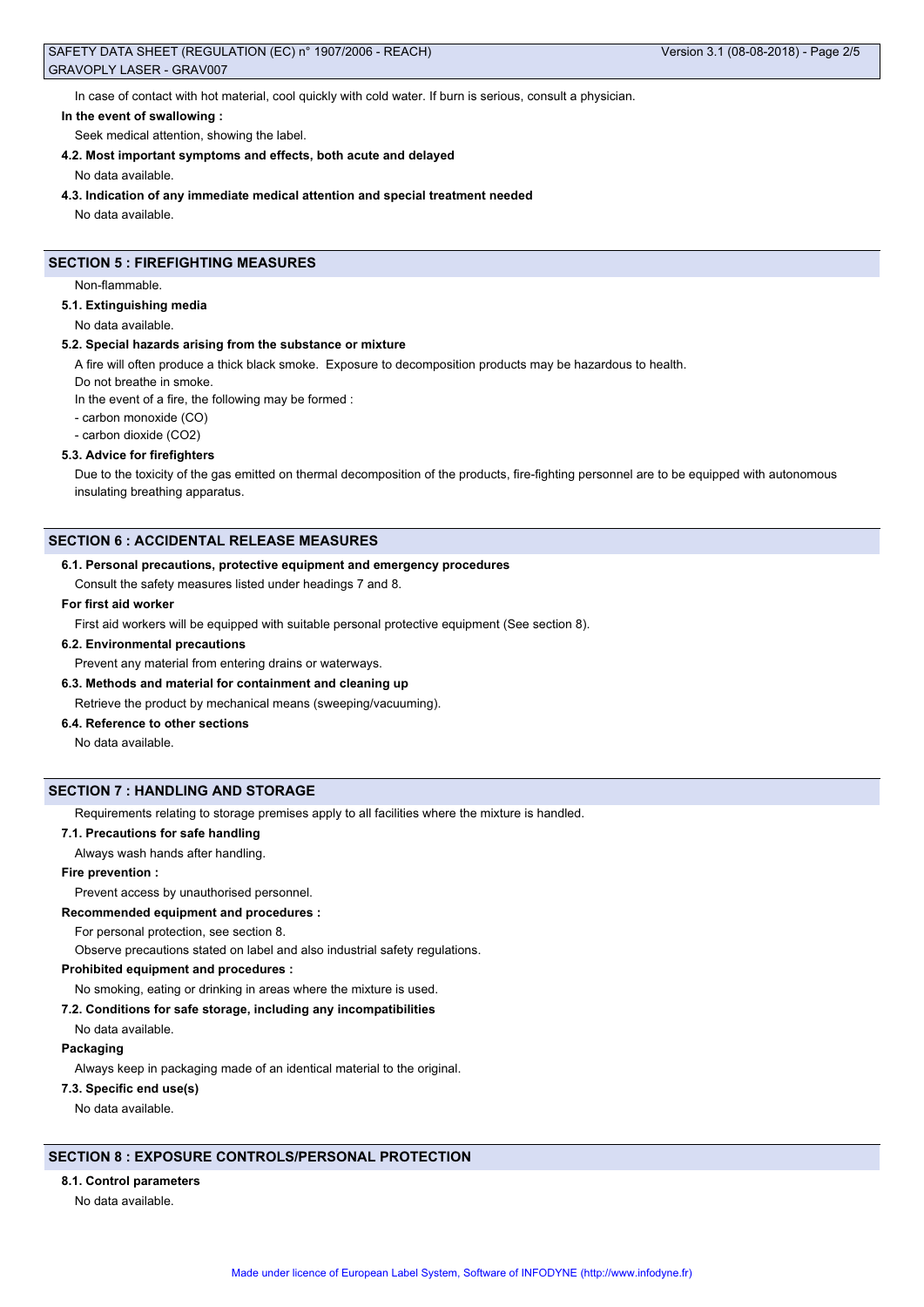In case of contact with hot material, cool quickly with cold water. If burn is serious, consult a physician.

**In the event of swallowing :**

Seek medical attention, showing the label.

**4.2. Most important symptoms and effects, both acute and delayed**

No data available.

**4.3. Indication of any immediate medical attention and special treatment needed**

No data available.

## SECTION 5 : FIREFIGHTING MEASURES

Non-flammable.

**5.1. Extinguishing media**

No data available.

**5.2. Special hazards arising from the substance or mixture**

A fire will often produce a thick black smoke. Exposure to decomposition products may be hazardous to health.

Do not breathe in smoke.

In the event of a fire, the following may be formed :

- carbon monoxide (CO)
- carbon dioxide ($CO_2$)

**5.3. Advice for firefighters**

Due to the toxicity of the gas emitted on thermal decomposition of the products, fire-fighting personnel are to be equipped with autonomous insulating breathing apparatus.

## SECTION 6 : ACCIDENTAL RELEASE MEASURES

**6.1. Personal precautions, protective equipment and emergency procedures**

Consult the safety measures listed under headings 7 and 8.

**For first aid worker**

First aid workers will be equipped with suitable personal protective equipment (See section 8).

**6.2. Environmental precautions**

Prevent any material from entering drains or waterways.

**6.3. Methods and material for containment and cleaning up**

Retrieve the product by mechanical means (sweeping/vacuuming).

**6.4. Reference to other sections**

No data available.

## SECTION 7 : HANDLING AND STORAGE

Requirements relating to storage premises apply to all facilities where the mixture is handled.

**7.1. Precautions for safe handling**

Always wash hands after handling.

**Fire prevention :**

Prevent access by unauthorised personnel.

**Recommended equipment and procedures :**

For personal protection, see section 8.

Observe precautions stated on label and also industrial safety regulations.

**Prohibited equipment and procedures :**

No smoking, eating or drinking in areas where the mixture is used.

**7.2. Conditions for safe storage, including any incompatibilities**

No data available.

**Packaging**

Always keep in packaging made of an identical material to the original.

**7.3. Specific end use(s)**

No data available.

## SECTION 8 : EXPOSURE CONTROLS/PERSONAL PROTECTION

**8.1. Control parameters**

No data available.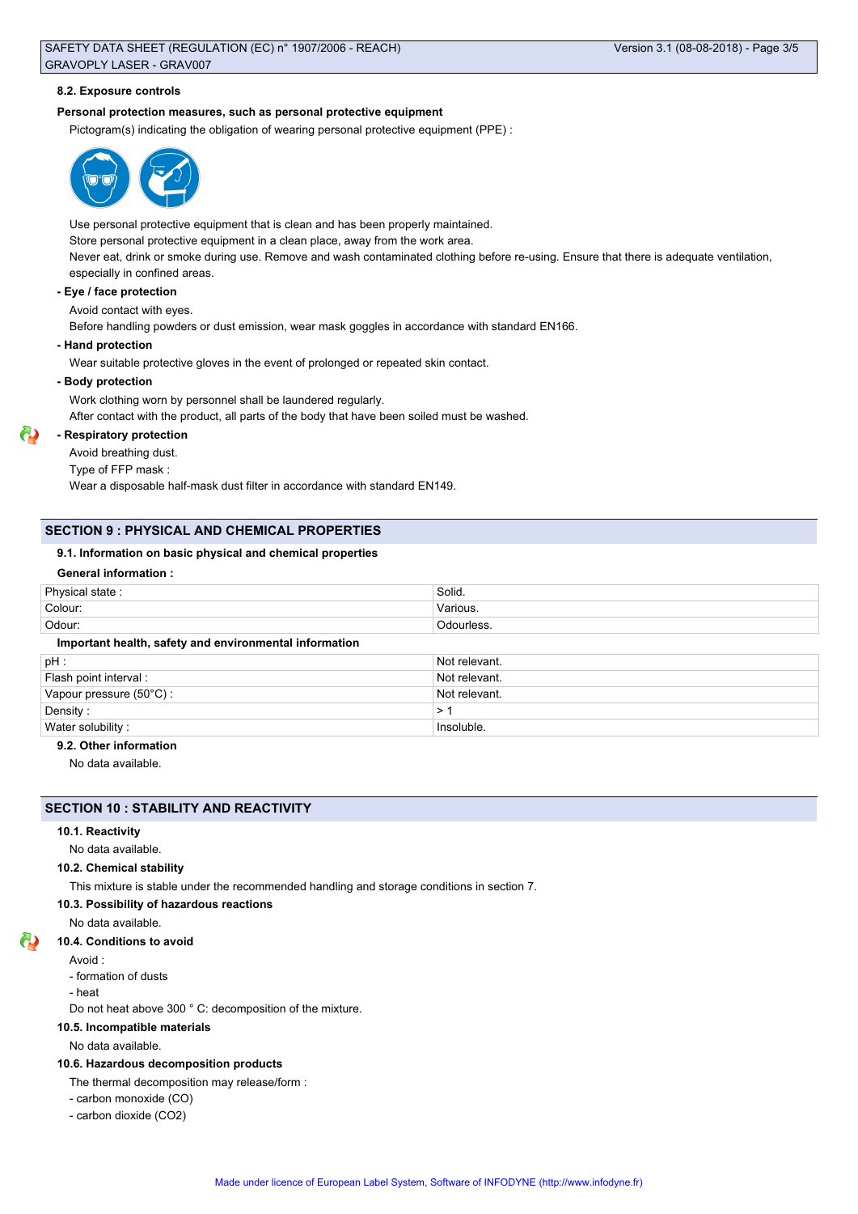#### 8.2. Exposure controls

**Personal protection measures, such as personal protective equipment**

Pictogram(s) indicating the obligation of wearing personal protective equipment (PPE) :

Use personal protective equipment that is clean and has been properly maintained.

Store personal protective equipment in a clean place, away from the work area.

Never eat, drink or smoke during use. Remove and wash contaminated clothing before re-using. Ensure that there is adequate ventilation, especially in confined areas.

**- Eye / face protection**

Avoid contact with eyes.

Before handling powders or dust emission, wear mask goggles in accordance with standard EN166.

**- Hand protection**

Wear suitable protective gloves in the event of prolonged or repeated skin contact.

**- Body protection**

Work clothing worn by personnel shall be laundered regularly.

After contact with the product, all parts of the body that have been soiled must be washed.

**- Respiratory protection**

Avoid breathing dust.

Type of FFP mask :

Wear a disposable half-mask dust filter in accordance with standard EN149.

## SECTION 9 : PHYSICAL AND CHEMICAL PROPERTIES

#### 9.1. Information on basic physical and chemical properties

**General information :**

| Physical state : | Solid. |
|---|---|
| Colour: | Various. |
| Odour: | Odourless. |

**Important health, safety and environmental information**

| pH : | Not relevant. |
|---|---|
| Flash point interval : | Not relevant. |
| Vapour pressure (50°C) : | Not relevant. |
| Density : | > 1 |
| Water solubility : | Insoluble. |

#### 9.2. Other information

No data available.

## SECTION 10 : STABILITY AND REACTIVITY

#### 10.1. Reactivity

No data available.

#### 10.2. Chemical stability

This mixture is stable under the recommended handling and storage conditions in section 7.

#### 10.3. Possibility of hazardous reactions

No data available.

#### 10.4. Conditions to avoid

Avoid :

- formation of dusts
- heat

Do not heat above 300 ° C: decomposition of the mixture.

#### 10.5. Incompatible materials

No data available.

#### 10.6. Hazardous decomposition products

The thermal decomposition may release/form :

- carbon monoxide (CO)
- carbon dioxide ($CO_2$)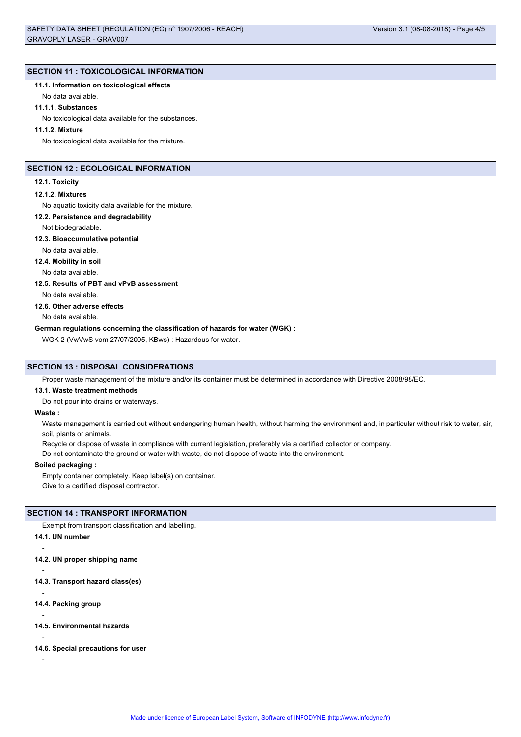## SECTION 11 : TOXICOLOGICAL INFORMATION

### 11.1. Information on toxicological effects

No data available.

#### 11.1.1. Substances

No toxicological data available for the substances.

#### 11.1.2. Mixture

No toxicological data available for the mixture.

## SECTION 12 : ECOLOGICAL INFORMATION

### 12.1. Toxicity

#### 12.1.2. Mixtures

No aquatic toxicity data available for the mixture.

### 12.2. Persistence and degradability

Not biodegradable.

### 12.3. Bioaccumulative potential

No data available.

### 12.4. Mobility in soil

No data available.

### 12.5. Results of PBT and vPvB assessment

No data available.

### 12.6. Other adverse effects

No data available.

**German regulations concerning the classification of hazards for water (WGK) :**

WGK 2 (VwVwS vom 27/07/2005, KBws) : Hazardous for water.

## SECTION 13 : DISPOSAL CONSIDERATIONS

Proper waste management of the mixture and/or its container must be determined in accordance with Directive 2008/98/EC.

### 13.1. Waste treatment methods

Do not pour into drains or waterways.

**Waste :**

Waste management is carried out without endangering human health, without harming the environment and, in particular without risk to water, air, soil, plants or animals.

Recycle or dispose of waste in compliance with current legislation, preferably via a certified collector or company.

Do not contaminate the ground or water with waste, do not dispose of waste into the environment.

**Soiled packaging :**

Empty container completely. Keep label(s) on container.

Give to a certified disposal contractor.

## SECTION 14 : TRANSPORT INFORMATION

Exempt from transport classification and labelling.

### 14.1. UN number

-

### 14.2. UN proper shipping name

-

### 14.3. Transport hazard class(es)

-

### 14.4. Packing group

-

### 14.5. Environmental hazards

-

### 14.6. Special precautions for user

-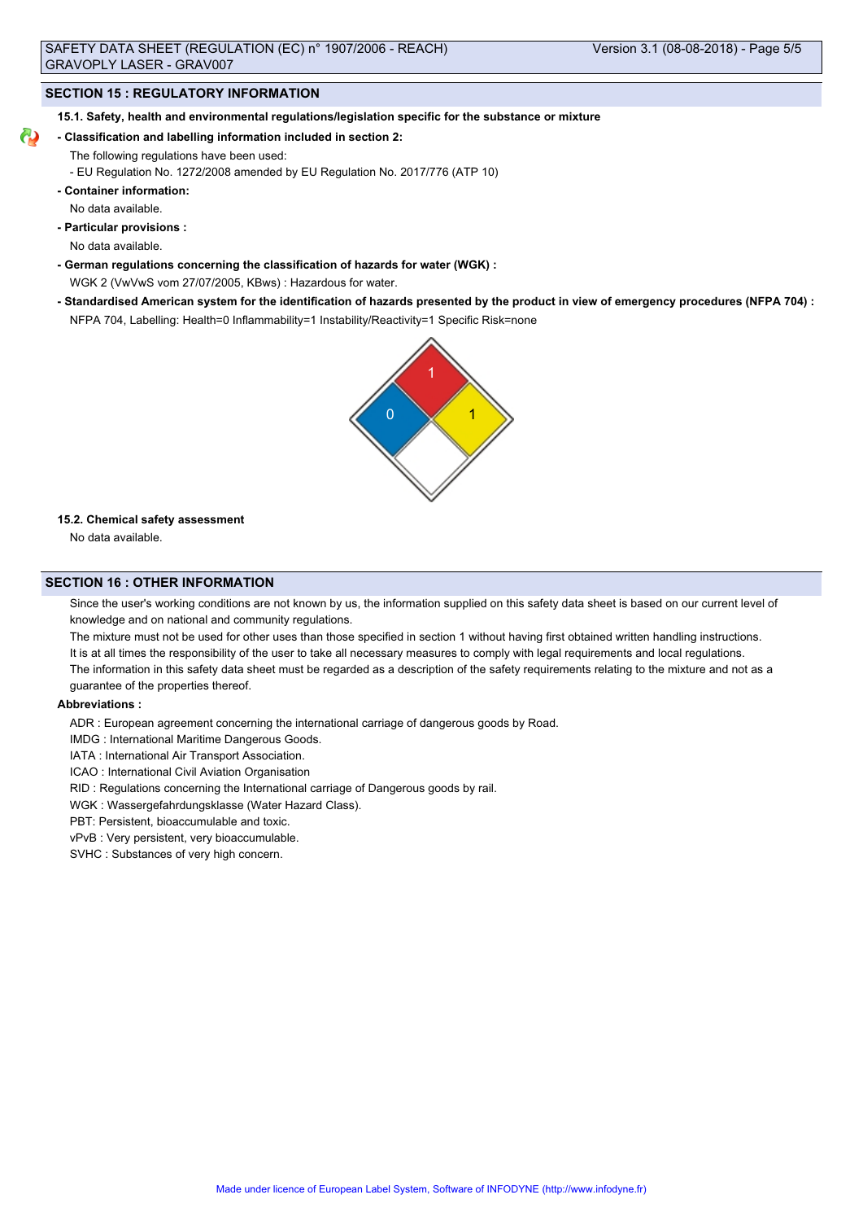## SECTION 15 : REGULATORY INFORMATION

**15.1. Safety, health and environmental regulations/legislation specific for the substance or mixture**

**- Classification and labelling information included in section 2:**

The following regulations have been used:

- EU Regulation No. 1272/2008 amended by EU Regulation No. 2017/776 (ATP 10)

**- Container information:**

No data available.

**- Particular provisions :**

No data available.

**- German regulations concerning the classification of hazards for water (WGK) :**

WGK 2 (VwVwS vom 27/07/2005, KBws) : Hazardous for water.

**- Standardised American system for the identification of hazards presented by the product in view of emergency procedures (NFPA 704) :**

NFPA 704, Labelling: Health=0 Inflammability=1 Instability/Reactivity=1 Specific Risk=none

1

0

1

**15.2. Chemical safety assessment**

No data available.

## SECTION 16 : OTHER INFORMATION

Since the user's working conditions are not known by us, the information supplied on this safety data sheet is based on our current level of knowledge and on national and community regulations.

The mixture must not be used for other uses than those specified in section 1 without having first obtained written handling instructions.

It is at all times the responsibility of the user to take all necessary measures to comply with legal requirements and local regulations.

The information in this safety data sheet must be regarded as a description of the safety requirements relating to the mixture and not as a guarantee of the properties thereof.

**Abbreviations :**

ADR : European agreement concerning the international carriage of dangerous goods by Road.

IMDG : International Maritime Dangerous Goods.

IATA : International Air Transport Association.

ICAO : International Civil Aviation Organisation

RID : Regulations concerning the International carriage of Dangerous goods by rail.

WGK : Wassergefahrdungsklasse (Water Hazard Class).

PBT: Persistent, bioaccumulable and toxic.

vPvB : Very persistent, very bioaccumulable.

SVHC : Substances of very high concern.